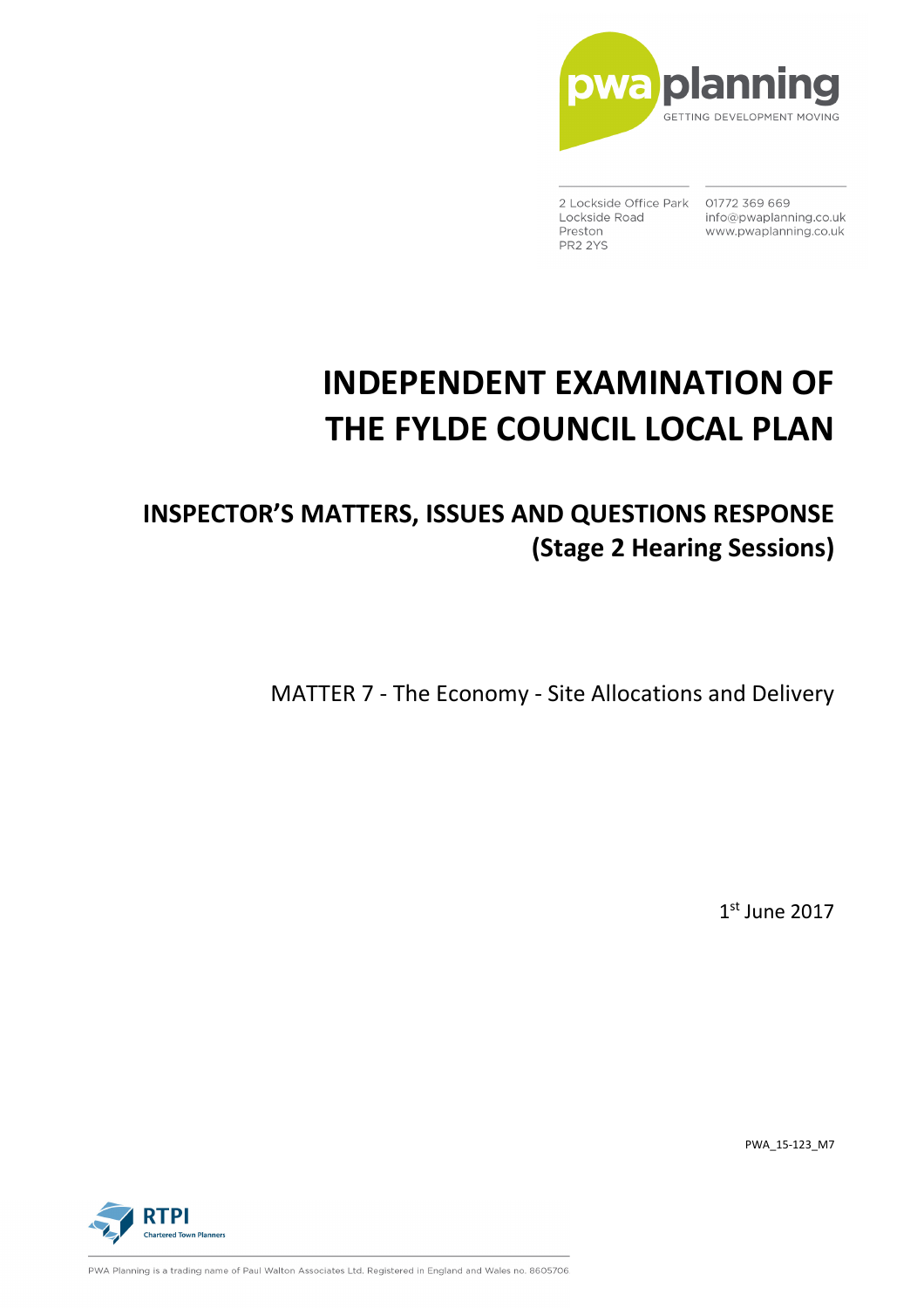pwa planning
GETTING DEVELOPMENT MOVING

2 Lockside Office Park
Lockside Road
Preston
PR2 2YS

01772 369 669
info@pwaplanning.co.uk
www.pwaplanning.co.uk

# INDEPENDENT EXAMINATION OF THE FYLDE COUNCIL LOCAL PLAN

## INSPECTOR'S MATTERS, ISSUES AND QUESTIONS RESPONSE (Stage 2 Hearing Sessions)

MATTER 7 - The Economy - Site Allocations and Delivery

1st June 2017

PWA_15-123_M7

RTPI
Chartered Town Planners

PWA Planning is a trading name of Paul Walton Associates Ltd. Registered in England and Wales no. 8605706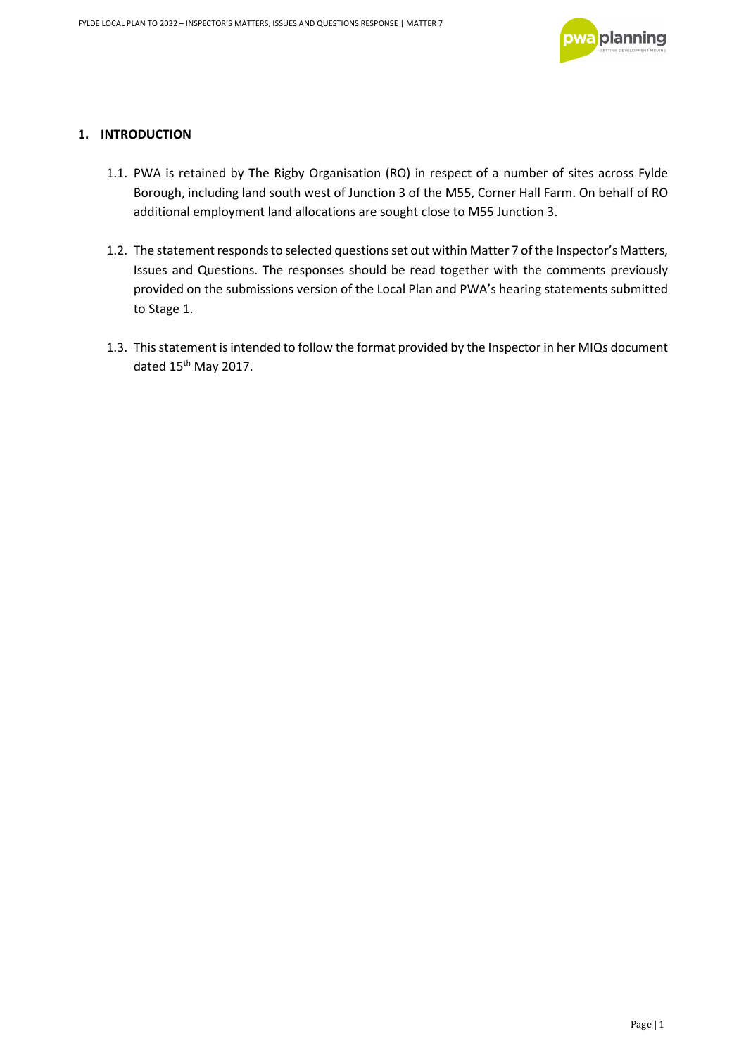## 1. INTRODUCTION

1.1. PWA is retained by The Rigby Organisation (RO) in respect of a number of sites across Fylde Borough, including land south west of Junction 3 of the M55, Corner Hall Farm. On behalf of RO additional employment land allocations are sought close to M55 Junction 3.

1.2. The statement responds to selected questions set out within Matter 7 of the Inspector's Matters, Issues and Questions. The responses should be read together with the comments previously provided on the submissions version of the Local Plan and PWA's hearing statements submitted to Stage 1.

1.3. This statement is intended to follow the format provided by the Inspector in her MIQs document dated 15th May 2017.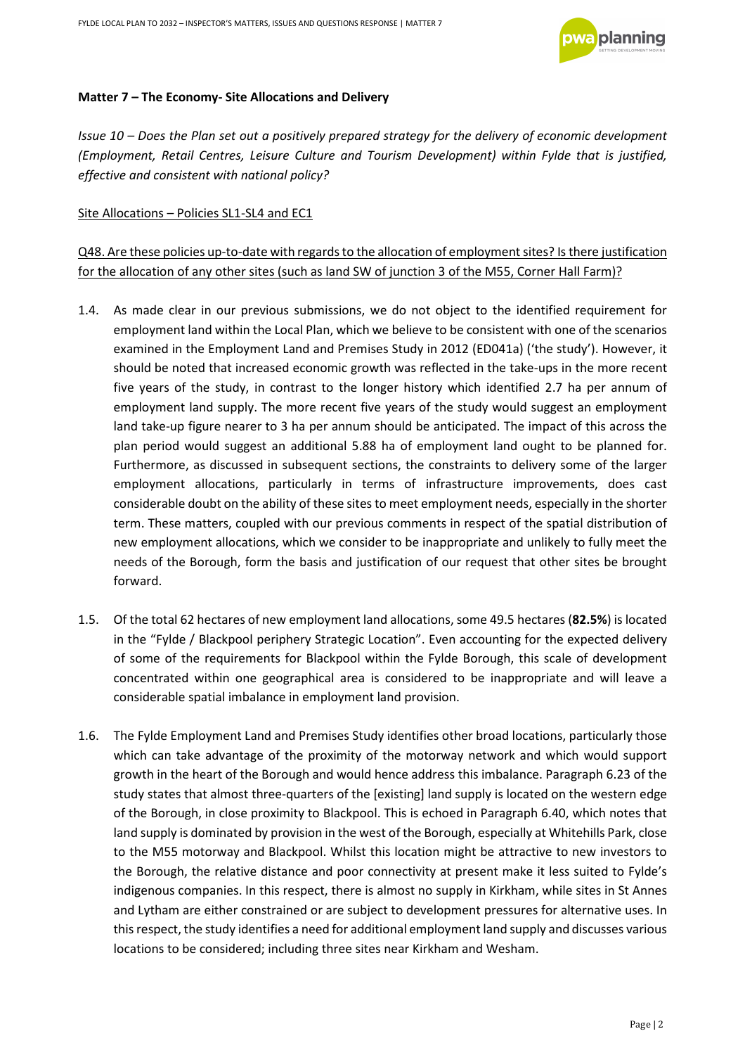**Matter 7 – The Economy- Site Allocations and Delivery**

*Issue 10 – Does the Plan set out a positively prepared strategy for the delivery of economic development (Employment, Retail Centres, Leisure Culture and Tourism Development) within Fylde that is justified, effective and consistent with national policy?*

Site Allocations – Policies SL1-SL4 and EC1

Q48. Are these policies up-to-date with regards to the allocation of employment sites? Is there justification for the allocation of any other sites (such as land SW of junction 3 of the M55, Corner Hall Farm)?

1.4. As made clear in our previous submissions, we do not object to the identified requirement for employment land within the Local Plan, which we believe to be consistent with one of the scenarios examined in the Employment Land and Premises Study in 2012 (ED041a) ('the study'). However, it should be noted that increased economic growth was reflected in the take-ups in the more recent five years of the study, in contrast to the longer history which identified 2.7 ha per annum of employment land supply. The more recent five years of the study would suggest an employment land take-up figure nearer to 3 ha per annum should be anticipated. The impact of this across the plan period would suggest an additional 5.88 ha of employment land ought to be planned for. Furthermore, as discussed in subsequent sections, the constraints to delivery some of the larger employment allocations, particularly in terms of infrastructure improvements, does cast considerable doubt on the ability of these sites to meet employment needs, especially in the shorter term. These matters, coupled with our previous comments in respect of the spatial distribution of new employment allocations, which we consider to be inappropriate and unlikely to fully meet the needs of the Borough, form the basis and justification of our request that other sites be brought forward.

1.5. Of the total 62 hectares of new employment land allocations, some 49.5 hectares (**82.5%**) is located in the "Fylde / Blackpool periphery Strategic Location". Even accounting for the expected delivery of some of the requirements for Blackpool within the Fylde Borough, this scale of development concentrated within one geographical area is considered to be inappropriate and will leave a considerable spatial imbalance in employment land provision.

1.6. The Fylde Employment Land and Premises Study identifies other broad locations, particularly those which can take advantage of the proximity of the motorway network and which would support growth in the heart of the Borough and would hence address this imbalance. Paragraph 6.23 of the study states that almost three-quarters of the [existing] land supply is located on the western edge of the Borough, in close proximity to Blackpool. This is echoed in Paragraph 6.40, which notes that land supply is dominated by provision in the west of the Borough, especially at Whitehills Park, close to the M55 motorway and Blackpool. Whilst this location might be attractive to new investors to the Borough, the relative distance and poor connectivity at present make it less suited to Fylde's indigenous companies. In this respect, there is almost no supply in Kirkham, while sites in St Annes and Lytham are either constrained or are subject to development pressures for alternative uses. In this respect, the study identifies a need for additional employment land supply and discusses various locations to be considered; including three sites near Kirkham and Wesham.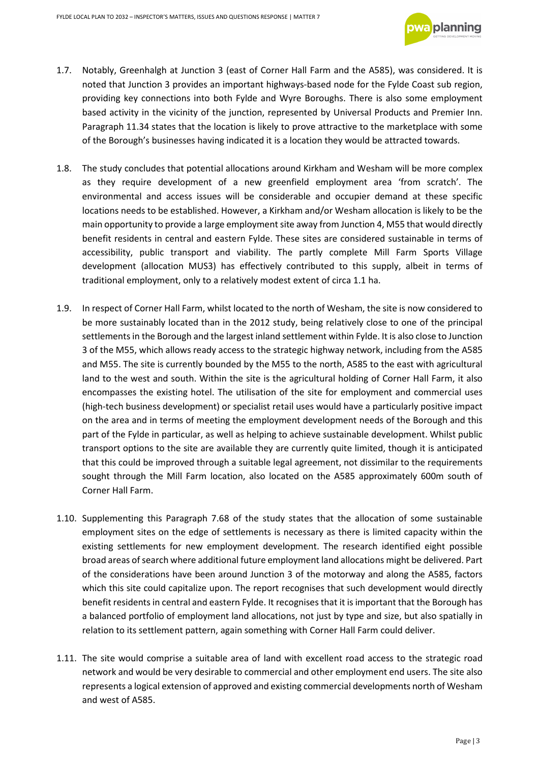1.7. Notably, Greenhalgh at Junction 3 (east of Corner Hall Farm and the A585), was considered. It is noted that Junction 3 provides an important highways-based node for the Fylde Coast sub region, providing key connections into both Fylde and Wyre Boroughs. There is also some employment based activity in the vicinity of the junction, represented by Universal Products and Premier Inn. Paragraph 11.34 states that the location is likely to prove attractive to the marketplace with some of the Borough's businesses having indicated it is a location they would be attracted towards.

1.8. The study concludes that potential allocations around Kirkham and Wesham will be more complex as they require development of a new greenfield employment area 'from scratch'. The environmental and access issues will be considerable and occupier demand at these specific locations needs to be established. However, a Kirkham and/or Wesham allocation is likely to be the main opportunity to provide a large employment site away from Junction 4, M55 that would directly benefit residents in central and eastern Fylde. These sites are considered sustainable in terms of accessibility, public transport and viability. The partly complete Mill Farm Sports Village development (allocation MUS3) has effectively contributed to this supply, albeit in terms of traditional employment, only to a relatively modest extent of circa 1.1 ha.

1.9. In respect of Corner Hall Farm, whilst located to the north of Wesham, the site is now considered to be more sustainably located than in the 2012 study, being relatively close to one of the principal settlements in the Borough and the largest inland settlement within Fylde. It is also close to Junction 3 of the M55, which allows ready access to the strategic highway network, including from the A585 and M55. The site is currently bounded by the M55 to the north, A585 to the east with agricultural land to the west and south. Within the site is the agricultural holding of Corner Hall Farm, it also encompasses the existing hotel. The utilisation of the site for employment and commercial uses (high-tech business development) or specialist retail uses would have a particularly positive impact on the area and in terms of meeting the employment development needs of the Borough and this part of the Fylde in particular, as well as helping to achieve sustainable development. Whilst public transport options to the site are available they are currently quite limited, though it is anticipated that this could be improved through a suitable legal agreement, not dissimilar to the requirements sought through the Mill Farm location, also located on the A585 approximately 600m south of Corner Hall Farm.

1.10. Supplementing this Paragraph 7.68 of the study states that the allocation of some sustainable employment sites on the edge of settlements is necessary as there is limited capacity within the existing settlements for new employment development. The research identified eight possible broad areas of search where additional future employment land allocations might be delivered. Part of the considerations have been around Junction 3 of the motorway and along the A585, factors which this site could capitalize upon. The report recognises that such development would directly benefit residents in central and eastern Fylde. It recognises that it is important that the Borough has a balanced portfolio of employment land allocations, not just by type and size, but also spatially in relation to its settlement pattern, again something with Corner Hall Farm could deliver.

1.11. The site would comprise a suitable area of land with excellent road access to the strategic road network and would be very desirable to commercial and other employment end users. The site also represents a logical extension of approved and existing commercial developments north of Wesham and west of A585.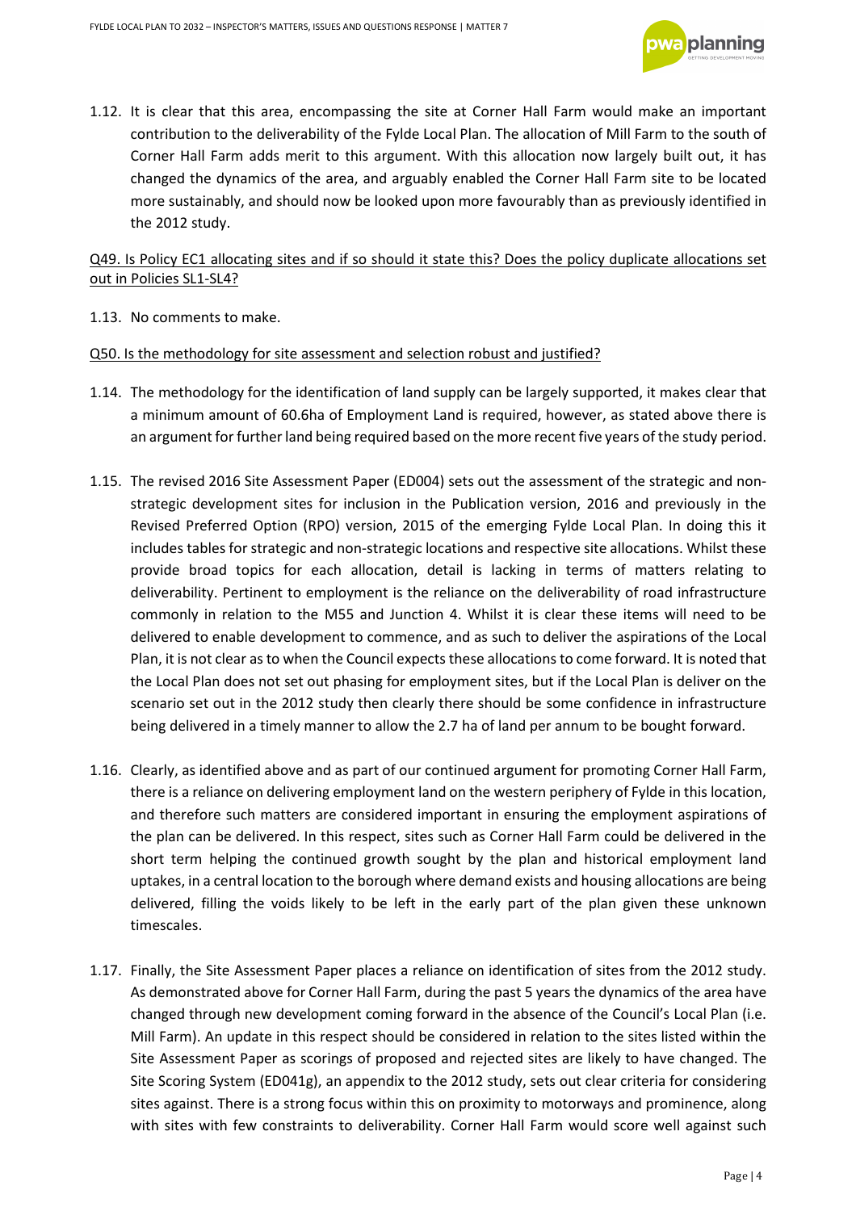1.12. It is clear that this area, encompassing the site at Corner Hall Farm would make an important contribution to the deliverability of the Fylde Local Plan. The allocation of Mill Farm to the south of Corner Hall Farm adds merit to this argument. With this allocation now largely built out, it has changed the dynamics of the area, and arguably enabled the Corner Hall Farm site to be located more sustainably, and should now be looked upon more favourably than as previously identified in the 2012 study.

<u>Q49. Is Policy EC1 allocating sites and if so should it state this? Does the policy duplicate allocations set out in Policies SL1-SL4?</u>

1.13. No comments to make.

<u>Q50. Is the methodology for site assessment and selection robust and justified?</u>

1.14. The methodology for the identification of land supply can be largely supported, it makes clear that a minimum amount of 60.6ha of Employment Land is required, however, as stated above there is an argument for further land being required based on the more recent five years of the study period.

1.15. The revised 2016 Site Assessment Paper (ED004) sets out the assessment of the strategic and non-strategic development sites for inclusion in the Publication version, 2016 and previously in the Revised Preferred Option (RPO) version, 2015 of the emerging Fylde Local Plan. In doing this it includes tables for strategic and non-strategic locations and respective site allocations. Whilst these provide broad topics for each allocation, detail is lacking in terms of matters relating to deliverability. Pertinent to employment is the reliance on the deliverability of road infrastructure commonly in relation to the M55 and Junction 4. Whilst it is clear these items will need to be delivered to enable development to commence, and as such to deliver the aspirations of the Local Plan, it is not clear as to when the Council expects these allocations to come forward. It is noted that the Local Plan does not set out phasing for employment sites, but if the Local Plan is deliver on the scenario set out in the 2012 study then clearly there should be some confidence in infrastructure being delivered in a timely manner to allow the 2.7 ha of land per annum to be bought forward.

1.16. Clearly, as identified above and as part of our continued argument for promoting Corner Hall Farm, there is a reliance on delivering employment land on the western periphery of Fylde in this location, and therefore such matters are considered important in ensuring the employment aspirations of the plan can be delivered. In this respect, sites such as Corner Hall Farm could be delivered in the short term helping the continued growth sought by the plan and historical employment land uptakes, in a central location to the borough where demand exists and housing allocations are being delivered, filling the voids likely to be left in the early part of the plan given these unknown timescales.

1.17. Finally, the Site Assessment Paper places a reliance on identification of sites from the 2012 study. As demonstrated above for Corner Hall Farm, during the past 5 years the dynamics of the area have changed through new development coming forward in the absence of the Council's Local Plan (i.e. Mill Farm). An update in this respect should be considered in relation to the sites listed within the Site Assessment Paper as scorings of proposed and rejected sites are likely to have changed. The Site Scoring System (ED041g), an appendix to the 2012 study, sets out clear criteria for considering sites against. There is a strong focus within this on proximity to motorways and prominence, along with sites with few constraints to deliverability. Corner Hall Farm would score well against such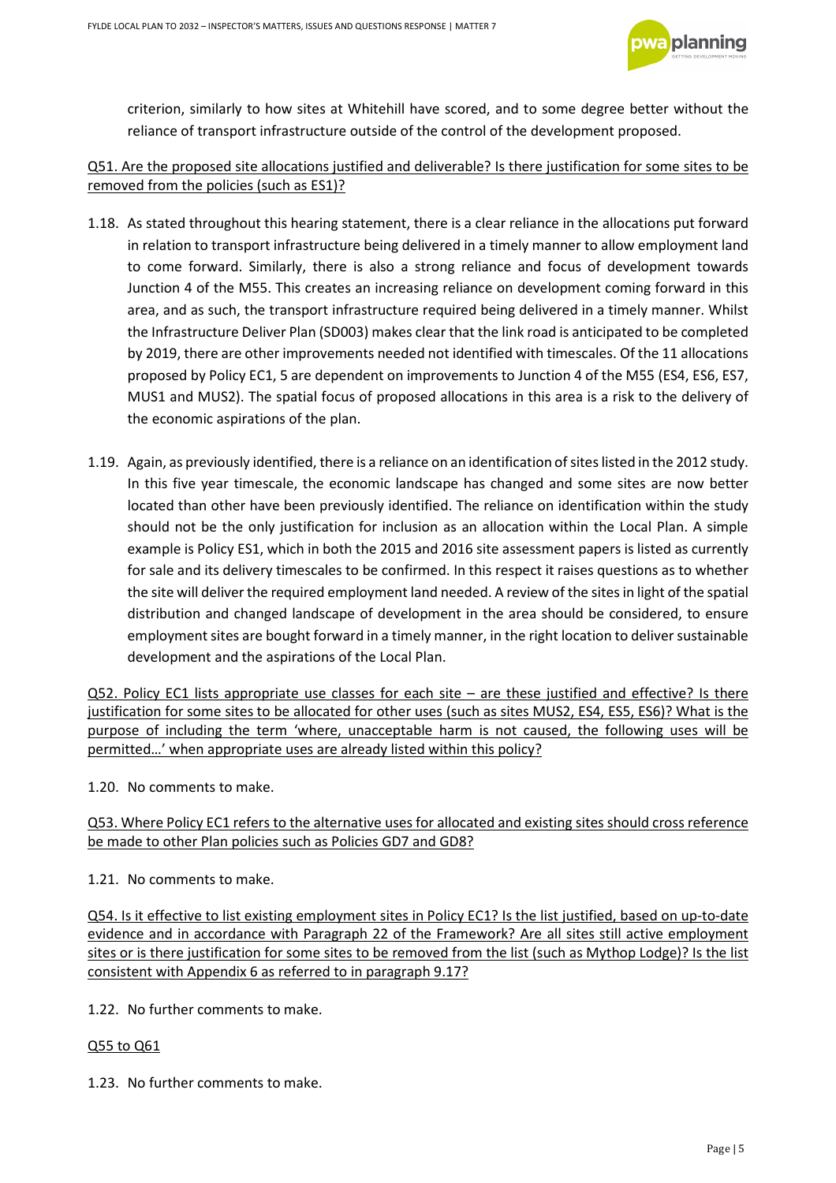criterion, similarly to how sites at Whitehill have scored, and to some degree better without the reliance of transport infrastructure outside of the control of the development proposed.

Q51. Are the proposed site allocations justified and deliverable? Is there justification for some sites to be removed from the policies (such as ES1)?

1.18. As stated throughout this hearing statement, there is a clear reliance in the allocations put forward in relation to transport infrastructure being delivered in a timely manner to allow employment land to come forward. Similarly, there is also a strong reliance and focus of development towards Junction 4 of the M55. This creates an increasing reliance on development coming forward in this area, and as such, the transport infrastructure required being delivered in a timely manner. Whilst the Infrastructure Deliver Plan (SD003) makes clear that the link road is anticipated to be completed by 2019, there are other improvements needed not identified with timescales. Of the 11 allocations proposed by Policy EC1, 5 are dependent on improvements to Junction 4 of the M55 (ES4, ES6, ES7, MUS1 and MUS2). The spatial focus of proposed allocations in this area is a risk to the delivery of the economic aspirations of the plan.

1.19. Again, as previously identified, there is a reliance on an identification of sites listed in the 2012 study. In this five year timescale, the economic landscape has changed and some sites are now better located than other have been previously identified. The reliance on identification within the study should not be the only justification for inclusion as an allocation within the Local Plan. A simple example is Policy ES1, which in both the 2015 and 2016 site assessment papers is listed as currently for sale and its delivery timescales to be confirmed. In this respect it raises questions as to whether the site will deliver the required employment land needed. A review of the sites in light of the spatial distribution and changed landscape of development in the area should be considered, to ensure employment sites are bought forward in a timely manner, in the right location to deliver sustainable development and the aspirations of the Local Plan.

Q52. Policy EC1 lists appropriate use classes for each site – are these justified and effective? Is there justification for some sites to be allocated for other uses (such as sites MUS2, ES4, ES5, ES6)? What is the purpose of including the term 'where, unacceptable harm is not caused, the following uses will be permitted…' when appropriate uses are already listed within this policy?

1.20. No comments to make.

Q53. Where Policy EC1 refers to the alternative uses for allocated and existing sites should cross reference be made to other Plan policies such as Policies GD7 and GD8?

1.21. No comments to make.

Q54. Is it effective to list existing employment sites in Policy EC1? Is the list justified, based on up-to-date evidence and in accordance with Paragraph 22 of the Framework? Are all sites still active employment sites or is there justification for some sites to be removed from the list (such as Mythop Lodge)? Is the list consistent with Appendix 6 as referred to in paragraph 9.17?

1.22. No further comments to make.

Q55 to Q61

1.23. No further comments to make.